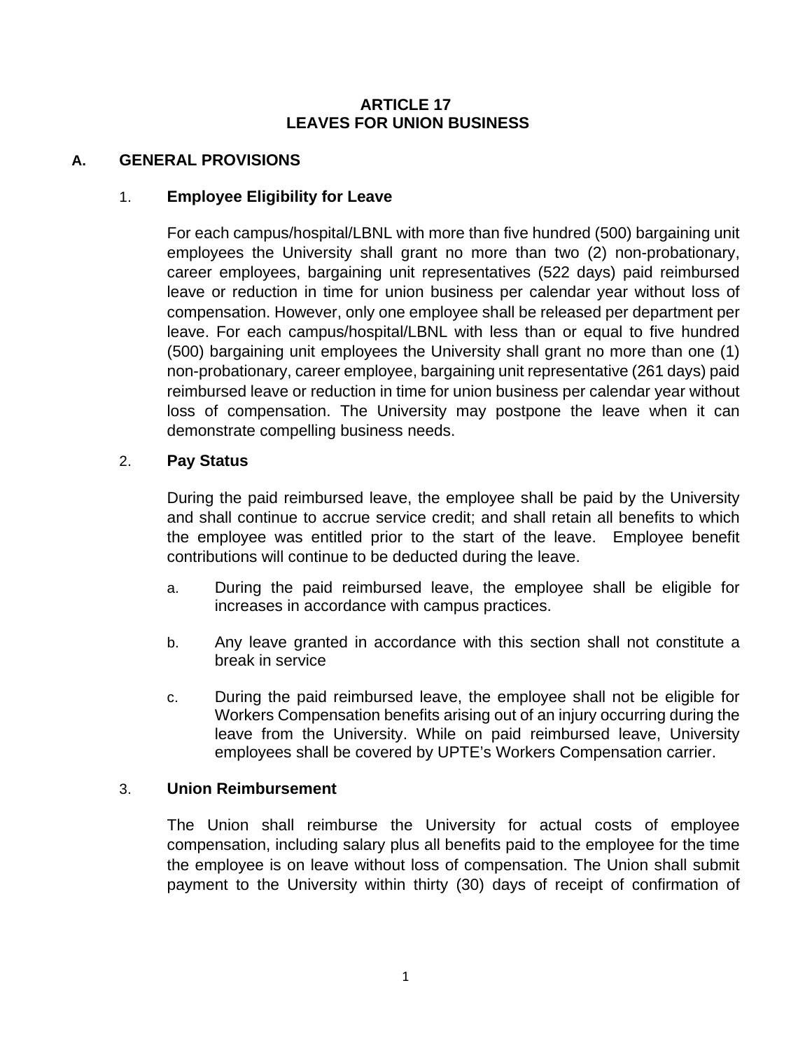# ARTICLE 17
# LEAVES FOR UNION BUSINESS

## A. GENERAL PROVISIONS

### 1. Employee Eligibility for Leave

For each campus/hospital/LBNL with more than five hundred (500) bargaining unit employees the University shall grant no more than two (2) non-probationary, career employees, bargaining unit representatives (522 days) paid reimbursed leave or reduction in time for union business per calendar year without loss of compensation. However, only one employee shall be released per department per leave. For each campus/hospital/LBNL with less than or equal to five hundred (500) bargaining unit employees the University shall grant no more than one (1) non-probationary, career employee, bargaining unit representative (261 days) paid reimbursed leave or reduction in time for union business per calendar year without loss of compensation. The University may postpone the leave when it can demonstrate compelling business needs.

### 2. Pay Status

During the paid reimbursed leave, the employee shall be paid by the University and shall continue to accrue service credit; and shall retain all benefits to which the employee was entitled prior to the start of the leave. Employee benefit contributions will continue to be deducted during the leave.

a. During the paid reimbursed leave, the employee shall be eligible for increases in accordance with campus practices.

b. Any leave granted in accordance with this section shall not constitute a break in service

c. During the paid reimbursed leave, the employee shall not be eligible for Workers Compensation benefits arising out of an injury occurring during the leave from the University. While on paid reimbursed leave, University employees shall be covered by UPTE's Workers Compensation carrier.

### 3. Union Reimbursement

The Union shall reimburse the University for actual costs of employee compensation, including salary plus all benefits paid to the employee for the time the employee is on leave without loss of compensation. The Union shall submit payment to the University within thirty (30) days of receipt of confirmation of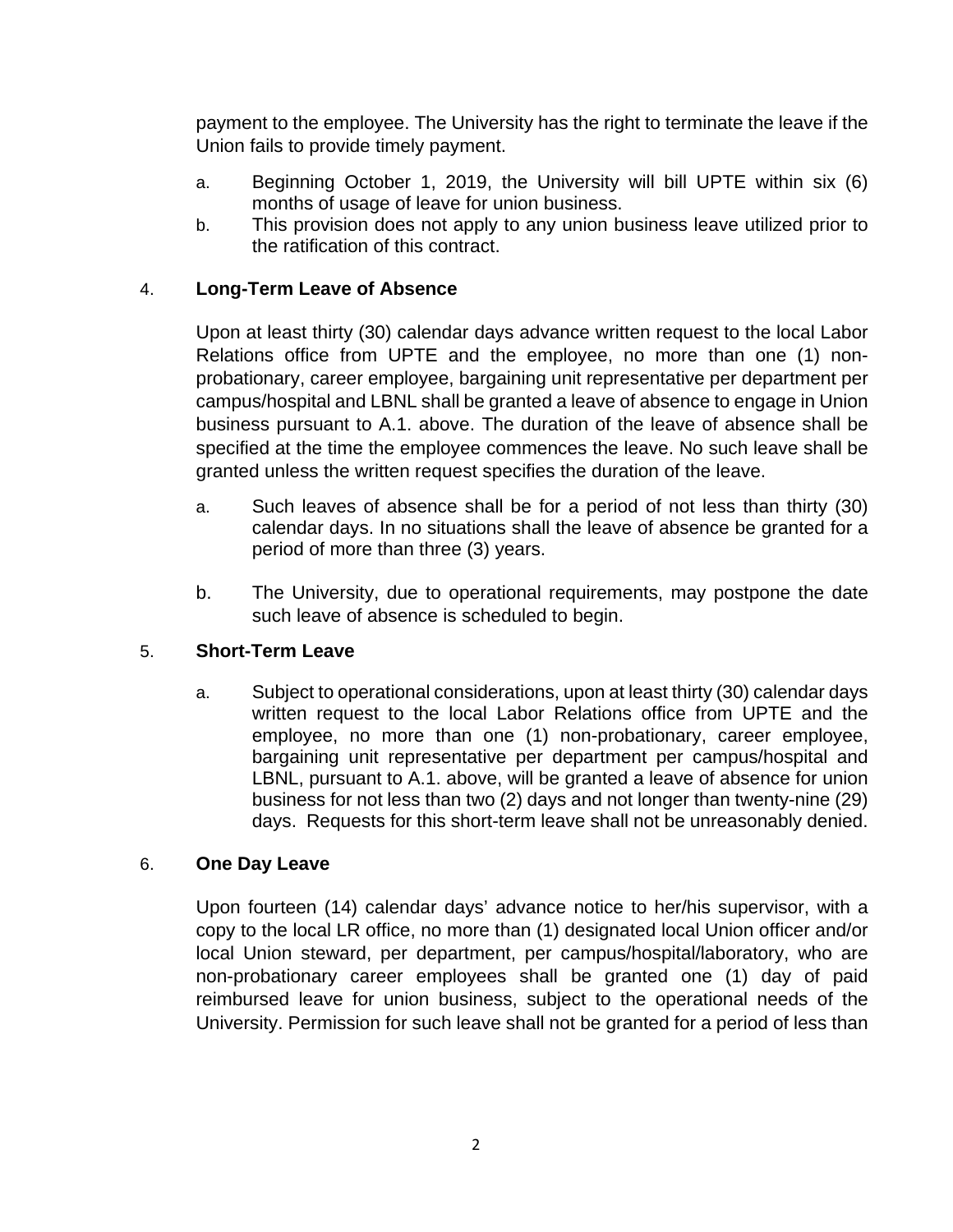payment to the employee. The University has the right to terminate the leave if the Union fails to provide timely payment.

a. Beginning October 1, 2019, the University will bill UPTE within six (6) months of usage of leave for union business.

b. This provision does not apply to any union business leave utilized prior to the ratification of this contract.

4. **Long-Term Leave of Absence**

Upon at least thirty (30) calendar days advance written request to the local Labor Relations office from UPTE and the employee, no more than one (1) non-probationary, career employee, bargaining unit representative per department per campus/hospital and LBNL shall be granted a leave of absence to engage in Union business pursuant to A.1. above. The duration of the leave of absence shall be specified at the time the employee commences the leave. No such leave shall be granted unless the written request specifies the duration of the leave.

a. Such leaves of absence shall be for a period of not less than thirty (30) calendar days. In no situations shall the leave of absence be granted for a period of more than three (3) years.

b. The University, due to operational requirements, may postpone the date such leave of absence is scheduled to begin.

5. **Short-Term Leave**

a. Subject to operational considerations, upon at least thirty (30) calendar days written request to the local Labor Relations office from UPTE and the employee, no more than one (1) non-probationary, career employee, bargaining unit representative per department per campus/hospital and LBNL, pursuant to A.1. above, will be granted a leave of absence for union business for not less than two (2) days and not longer than twenty-nine (29) days. Requests for this short-term leave shall not be unreasonably denied.

6. **One Day Leave**

Upon fourteen (14) calendar days' advance notice to her/his supervisor, with a copy to the local LR office, no more than (1) designated local Union officer and/or local Union steward, per department, per campus/hospital/laboratory, who are non-probationary career employees shall be granted one (1) day of paid reimbursed leave for union business, subject to the operational needs of the University. Permission for such leave shall not be granted for a period of less than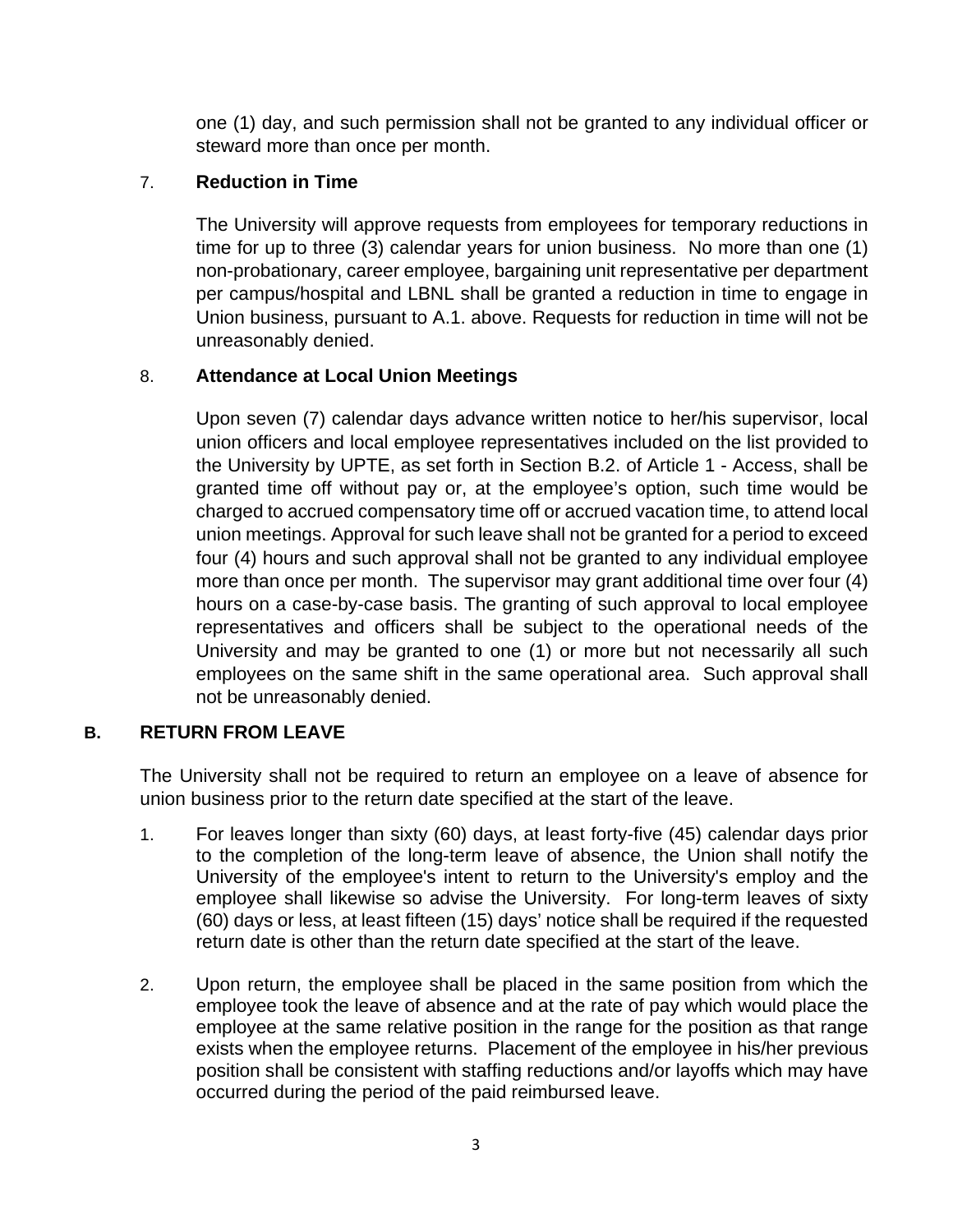one (1) day, and such permission shall not be granted to any individual officer or steward more than once per month.

7. **Reduction in Time**

The University will approve requests from employees for temporary reductions in time for up to three (3) calendar years for union business. No more than one (1) non-probationary, career employee, bargaining unit representative per department per campus/hospital and LBNL shall be granted a reduction in time to engage in Union business, pursuant to A.1. above. Requests for reduction in time will not be unreasonably denied.

8. **Attendance at Local Union Meetings**

Upon seven (7) calendar days advance written notice to her/his supervisor, local union officers and local employee representatives included on the list provided to the University by UPTE, as set forth in Section B.2. of Article 1 - Access, shall be granted time off without pay or, at the employee's option, such time would be charged to accrued compensatory time off or accrued vacation time, to attend local union meetings. Approval for such leave shall not be granted for a period to exceed four (4) hours and such approval shall not be granted to any individual employee more than once per month. The supervisor may grant additional time over four (4) hours on a case-by-case basis. The granting of such approval to local employee representatives and officers shall be subject to the operational needs of the University and may be granted to one (1) or more but not necessarily all such employees on the same shift in the same operational area. Such approval shall not be unreasonably denied.

## B. RETURN FROM LEAVE

The University shall not be required to return an employee on a leave of absence for union business prior to the return date specified at the start of the leave.

1. For leaves longer than sixty (60) days, at least forty-five (45) calendar days prior to the completion of the long-term leave of absence, the Union shall notify the University of the employee's intent to return to the University's employ and the employee shall likewise so advise the University. For long-term leaves of sixty (60) days or less, at least fifteen (15) days' notice shall be required if the requested return date is other than the return date specified at the start of the leave.

2. Upon return, the employee shall be placed in the same position from which the employee took the leave of absence and at the rate of pay which would place the employee at the same relative position in the range for the position as that range exists when the employee returns. Placement of the employee in his/her previous position shall be consistent with staffing reductions and/or layoffs which may have occurred during the period of the paid reimbursed leave.